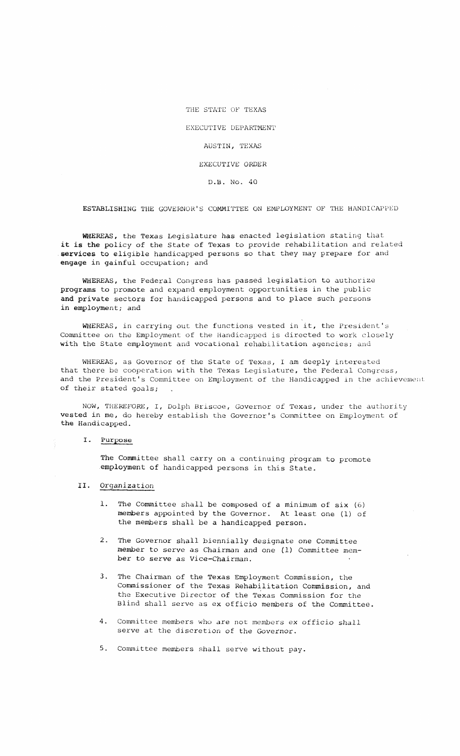THE STATE OF TEXAS

EXECUTIVE DEPARTMENT

AUSTIN, TEXAS

EXECUTIVE ORDER

D.B. No. 40

ESTABLISHING THE GOVERNOR'S COMMITTEE ON EMPLOYMENT OF THE HANDICAPPED

WHEREAS, the Texas Legislature has enacted legislation stating that it is the policy of the State of Texas to provide rehabilitation and related services to eligible handicapped persons so that they may prepare for and engage in gainful occupation; and

WHEREAS, the Federal Congress has passed legislation to authorize programs to promote and expand employment opportunities in the public and private sectors for handicapped persons and to place such persons in employment; and

WHEREAS, in carrying out the functions vested in it, the President's Committee on the Employment of the Handicapped is directed to work closely with the State employment and vocational rehabilitation agencies; and

WHEREAS, as Governor of the State of Texas, I am deeply interested that there be cooperation with the Texas Legislature, the Federal Congress, and the President's Committee on Employment of the Handicapped in the achievement of their stated goals;

NOW, THEREFORE, I, Dolph Briscoe, Governor of Texas, under the authority vested in me, do hereby establish the Governor's Committee on Employment of the Handicapped.

I. Purpose

The Committee shall carry on a continuing program to promote employment of handicapped persons in this State.

II. Organization

1. The Committee shall be composed of a minimum of six (6) members appointed by the Governor. At least one (1) of the members shall be a handicapped person.

2. The Governor shall biennially designate one Committee member to serve as Chairman and one (1) Committee member to serve as Vice-Chairman.

3. The Chairman of the Texas Employment Commission, the Commissioner of the Texas Rehabilitation Commission, and the Executive Director of the Texas Commission for the Blind shall serve as ex officio members of the Committee.

4. Committee members who are not members ex officio shall serve at the discretion of the Governor.

5. Committee members shall serve without pay.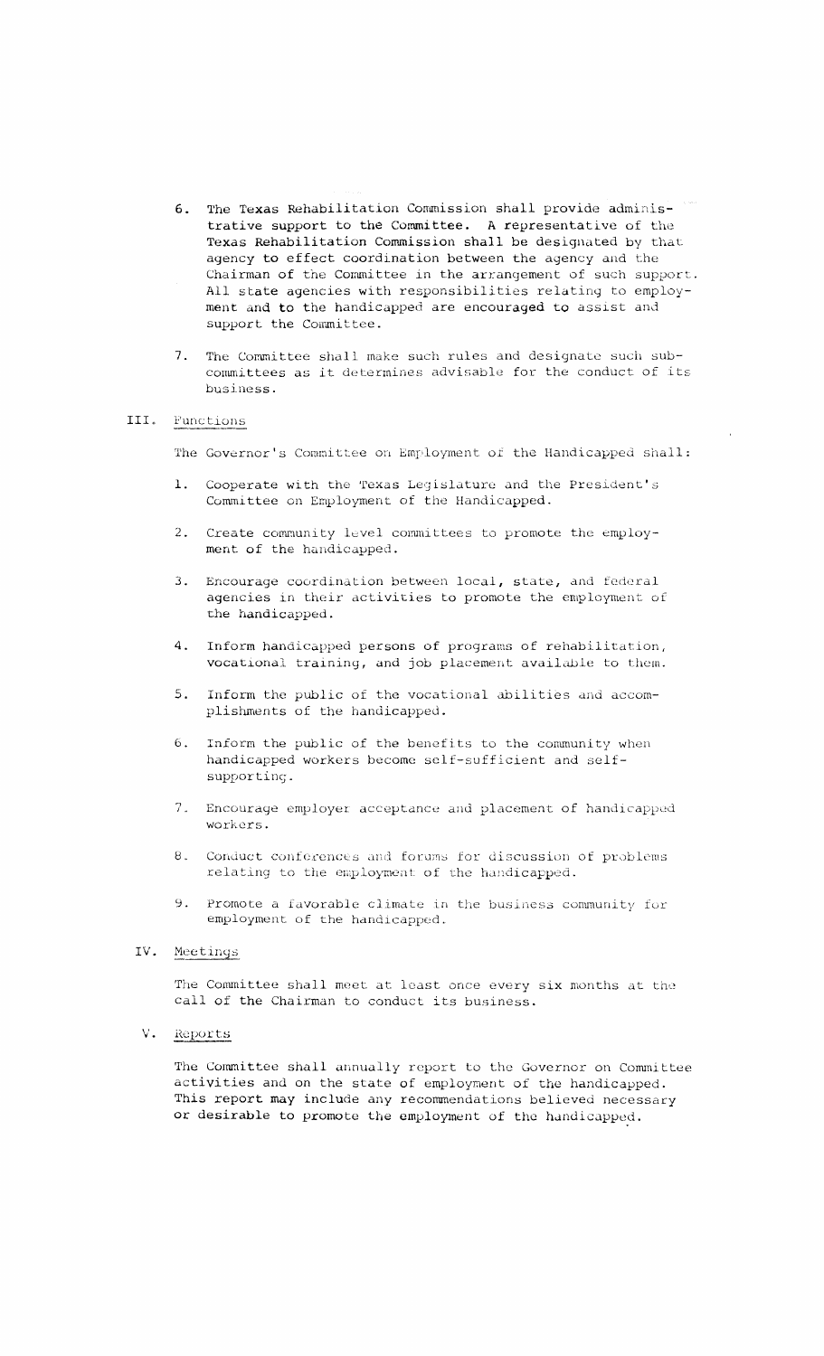6. The Texas Rehabilitation Commission shall provide administrative support to the Committee. A representative of the Texas Rehabilitation Commission shall be designated by that agency to effect coordination between the agency and the Chairman of the Committee in the arrangement of such support. All state agencies with responsibilities relating to employment and to the handicapped are encouraged to assist and support the Committee.

7. The Committee shall make such rules and designate such subcommittees as it determines advisable for the conduct of its business.

III. Functions

The Governor's Committee on Employment of the Handicapped shall:

1. Cooperate with the Texas Legislature and the President's Committee on Employment of the Handicapped.

2. Create community level committees to promote the employment of the handicapped.

3. Encourage coordination between local, state, and federal agencies in their activities to promote the employment of the handicapped.

4. Inform handicapped persons of programs of rehabilitation, vocational training, and job placement available to them.

5. Inform the public of the vocational abilities and accomplishments of the handicapped.

6. Inform the public of the benefits to the community when handicapped workers become self-sufficient and self-supporting.

7. Encourage employer acceptance and placement of handicapped workers.

8. Conduct conferences and forums for discussion of problems relating to the employment of the handicapped.

9. Promote a favorable climate in the business community for employment of the handicapped.

IV. Meetings

The Committee shall meet at least once every six months at the call of the Chairman to conduct its business.

V. Reports

The Committee shall annually report to the Governor on Committee activities and on the state of employment of the handicapped. This report may include any recommendations believed necessary or desirable to promote the employment of the handicapped.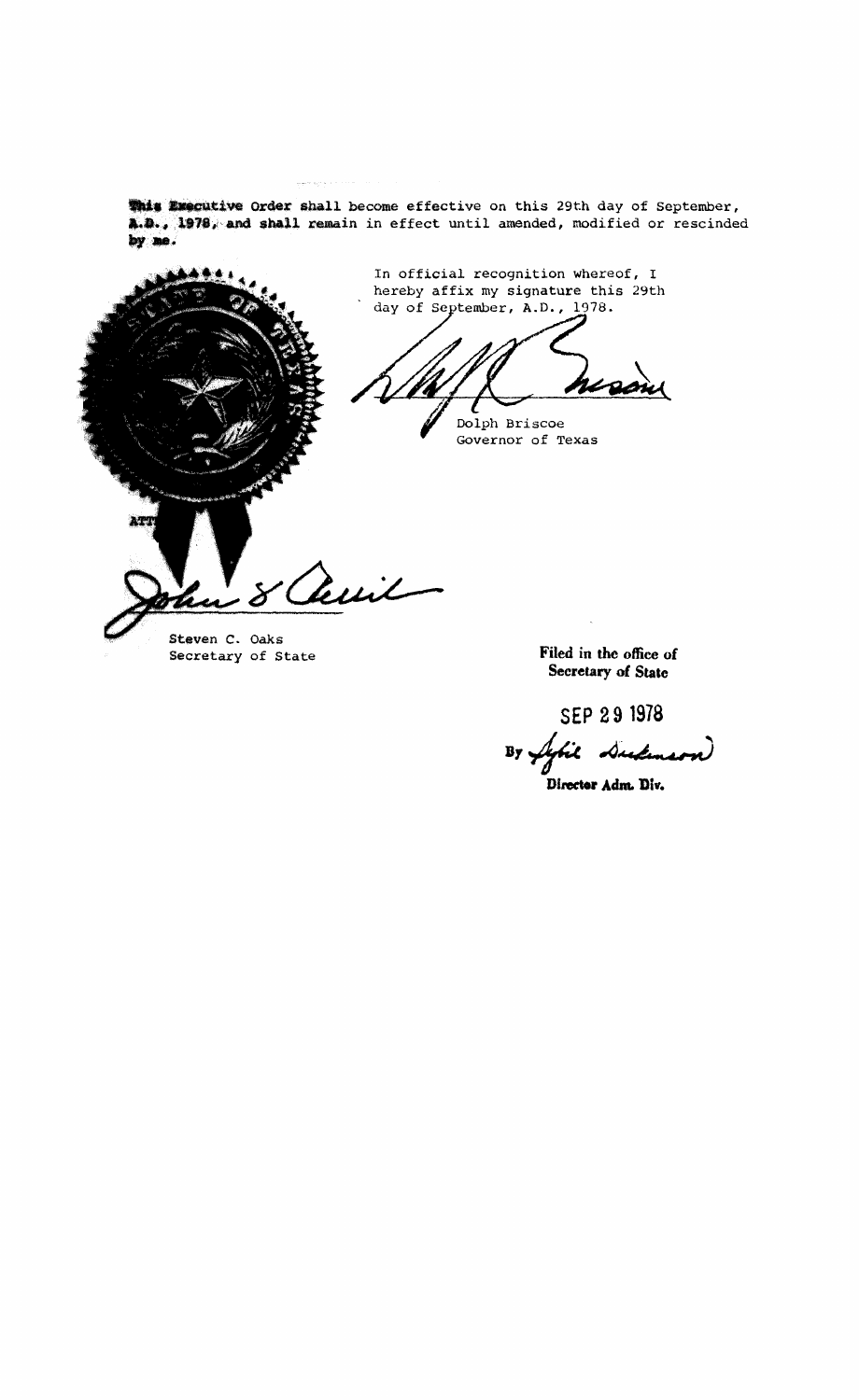This Executive Order shall become effective on this 29th day of September, A.D., 1978, and shall remain in effect until amended, modified or rescinded by me.

In official recognition whereof, I hereby affix my signature this 29th day of September, A.D., 1978.

Dolph Briscoe
Governor of Texas

ATTEST:

Steven C. Oaks
Secretary of State

Filed in the office of
Secretary of State

SEP 29 1978

By

Director Adm. Div.